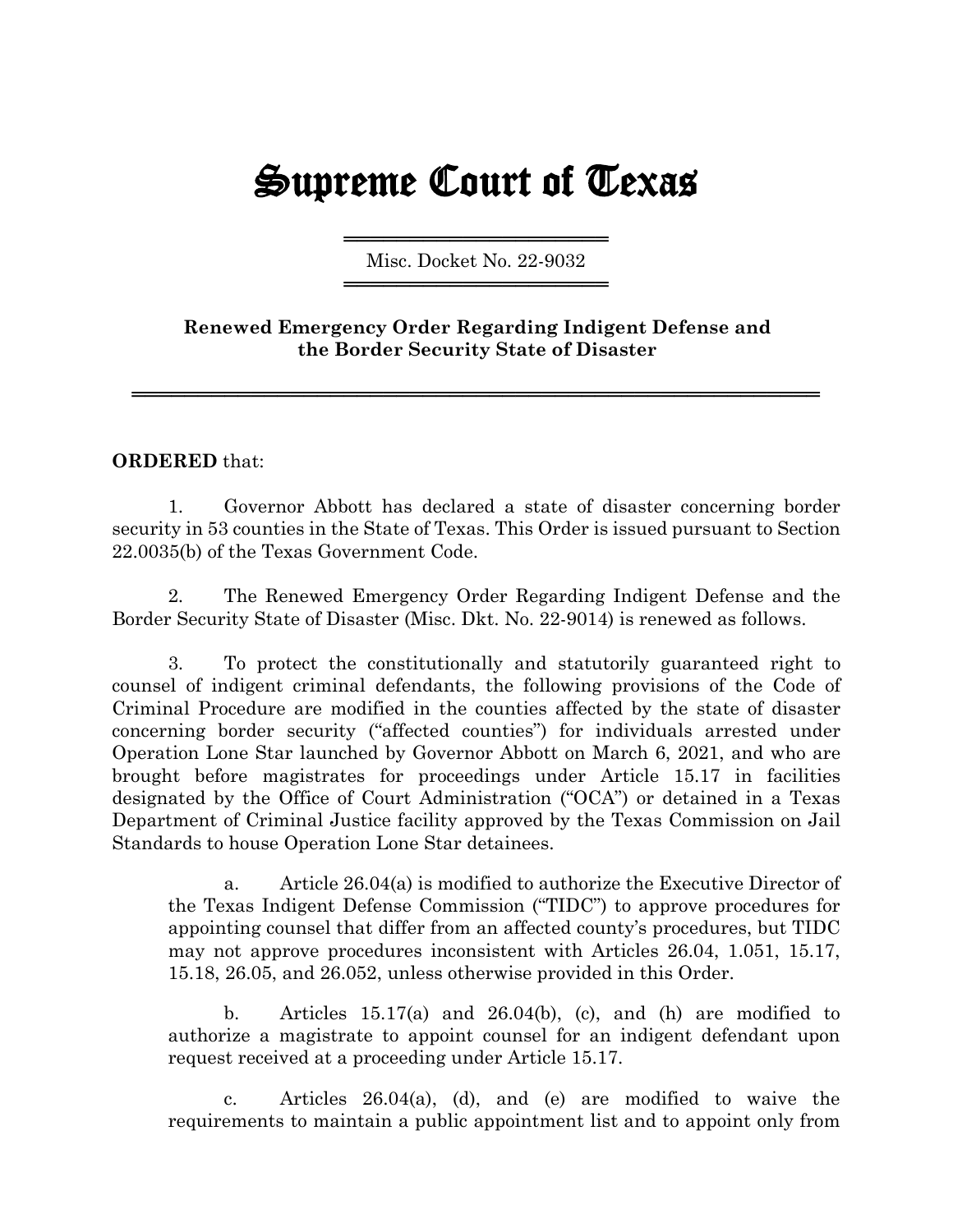# Supreme Court of Texas

Misc. Docket No. 22-9032

**Renewed Emergency Order Regarding Indigent Defense and the Border Security State of Disaster**

**ORDERED** that:

1. Governor Abbott has declared a state of disaster concerning border security in 53 counties in the State of Texas. This Order is issued pursuant to Section 22.0035(b) of the Texas Government Code.

2. The Renewed Emergency Order Regarding Indigent Defense and the Border Security State of Disaster (Misc. Dkt. No. 22-9014) is renewed as follows.

3. To protect the constitutionally and statutorily guaranteed right to counsel of indigent criminal defendants, the following provisions of the Code of Criminal Procedure are modified in the counties affected by the state of disaster concerning border security ("affected counties") for individuals arrested under Operation Lone Star launched by Governor Abbott on March 6, 2021, and who are brought before magistrates for proceedings under Article 15.17 in facilities designated by the Office of Court Administration ("OCA") or detained in a Texas Department of Criminal Justice facility approved by the Texas Commission on Jail Standards to house Operation Lone Star detainees.

   a. Article 26.04(a) is modified to authorize the Executive Director of the Texas Indigent Defense Commission ("TIDC") to approve procedures for appointing counsel that differ from an affected county's procedures, but TIDC may not approve procedures inconsistent with Articles 26.04, 1.051, 15.17, 15.18, 26.05, and 26.052, unless otherwise provided in this Order.

   b. Articles 15.17(a) and 26.04(b), (c), and (h) are modified to authorize a magistrate to appoint counsel for an indigent defendant upon request received at a proceeding under Article 15.17.

   c. Articles 26.04(a), (d), and (e) are modified to waive the requirements to maintain a public appointment list and to appoint only from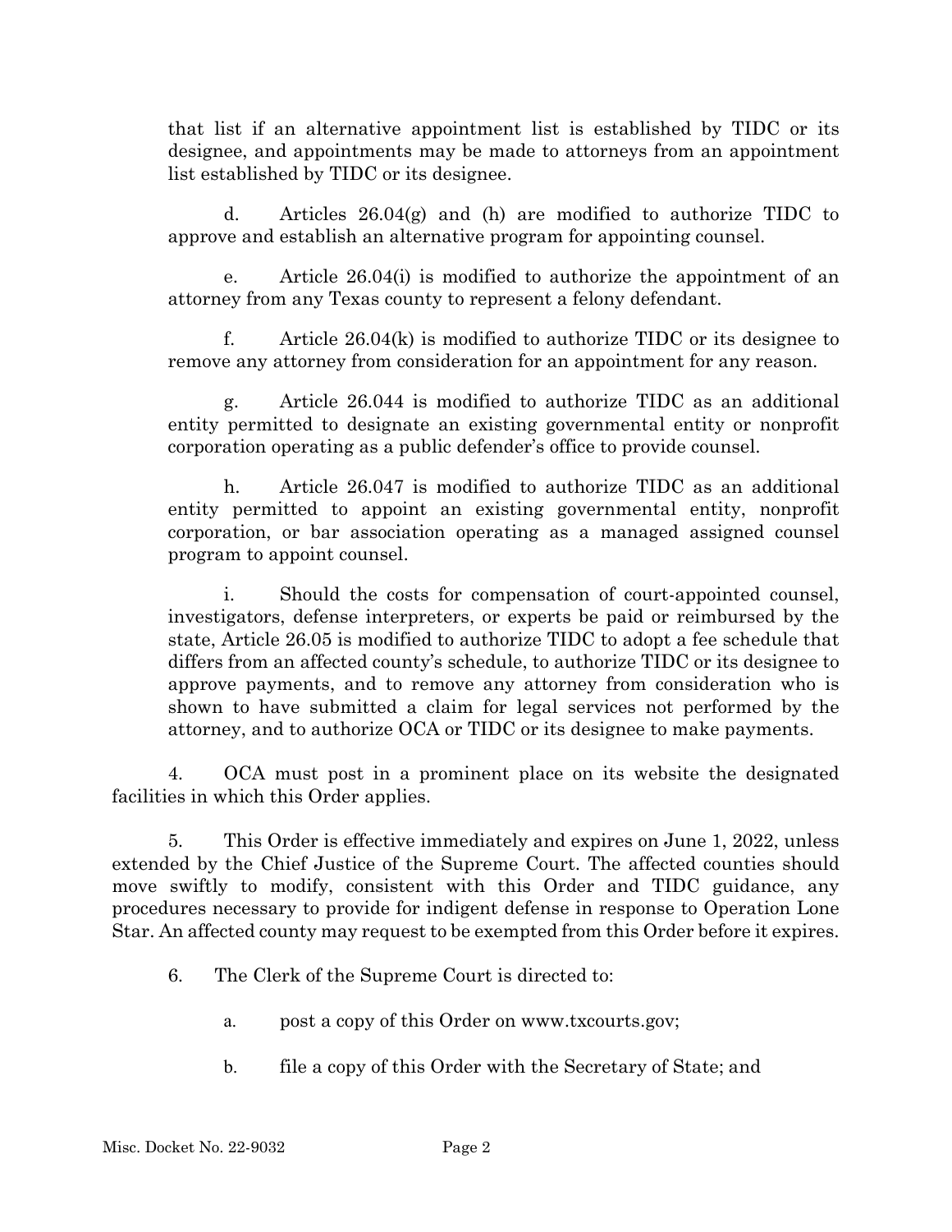that list if an alternative appointment list is established by TIDC or its designee, and appointments may be made to attorneys from an appointment list established by TIDC or its designee.

d. Articles 26.04(g) and (h) are modified to authorize TIDC to approve and establish an alternative program for appointing counsel.

e. Article 26.04(i) is modified to authorize the appointment of an attorney from any Texas county to represent a felony defendant.

f. Article 26.04(k) is modified to authorize TIDC or its designee to remove any attorney from consideration for an appointment for any reason.

g. Article 26.044 is modified to authorize TIDC as an additional entity permitted to designate an existing governmental entity or nonprofit corporation operating as a public defender's office to provide counsel.

h. Article 26.047 is modified to authorize TIDC as an additional entity permitted to appoint an existing governmental entity, nonprofit corporation, or bar association operating as a managed assigned counsel program to appoint counsel.

i. Should the costs for compensation of court-appointed counsel, investigators, defense interpreters, or experts be paid or reimbursed by the state, Article 26.05 is modified to authorize TIDC to adopt a fee schedule that differs from an affected county's schedule, to authorize TIDC or its designee to approve payments, and to remove any attorney from consideration who is shown to have submitted a claim for legal services not performed by the attorney, and to authorize OCA or TIDC or its designee to make payments.

4. OCA must post in a prominent place on its website the designated facilities in which this Order applies.

5. This Order is effective immediately and expires on June 1, 2022, unless extended by the Chief Justice of the Supreme Court. The affected counties should move swiftly to modify, consistent with this Order and TIDC guidance, any procedures necessary to provide for indigent defense in response to Operation Lone Star. An affected county may request to be exempted from this Order before it expires.

6. The Clerk of the Supreme Court is directed to:

a. post a copy of this Order on www.txcourts.gov;

b. file a copy of this Order with the Secretary of State; and

Misc. Docket No. 22-9032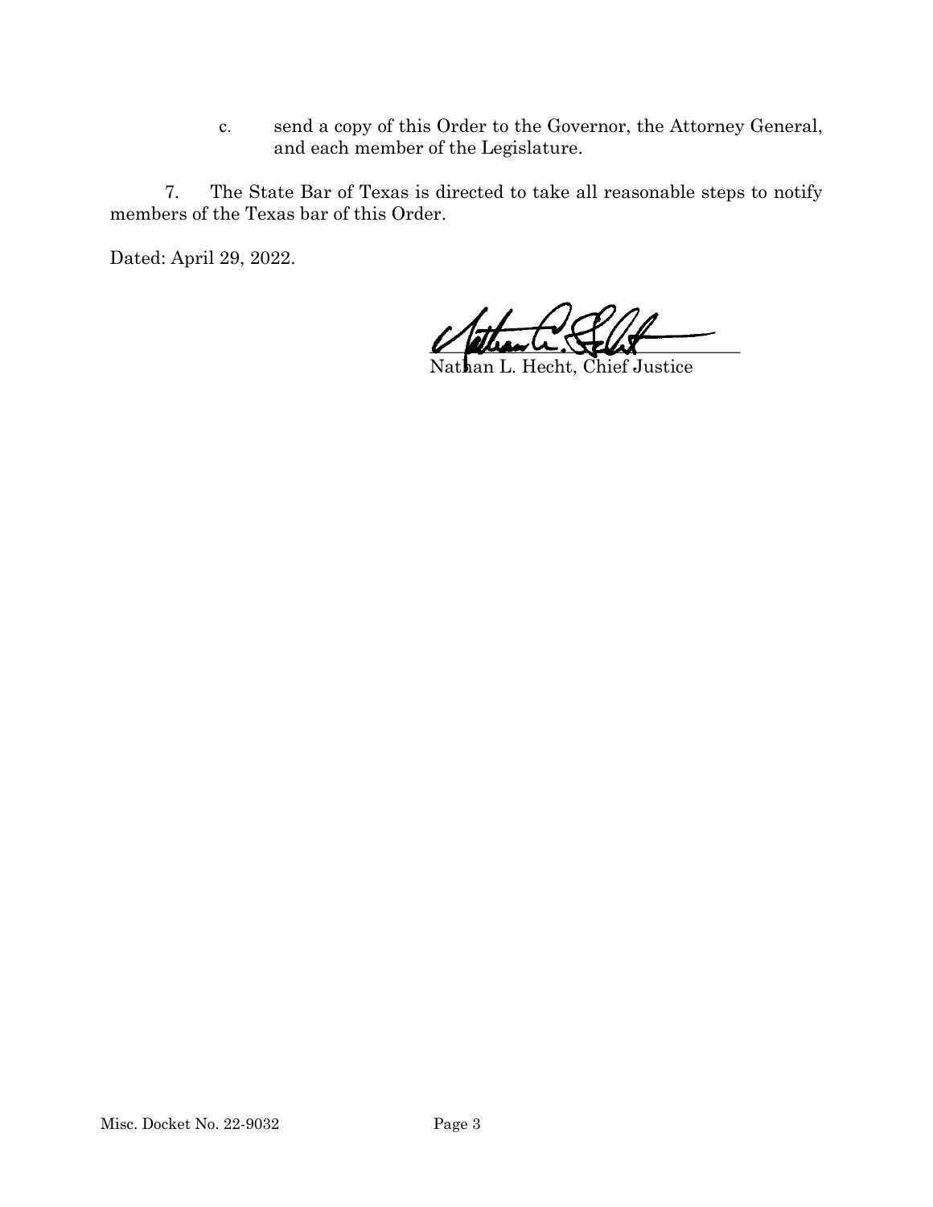c. send a copy of this Order to the Governor, the Attorney General, and each member of the Legislature.

7. The State Bar of Texas is directed to take all reasonable steps to notify members of the Texas bar of this Order.

Dated: April 29, 2022.

Nathan L. Hecht, Chief Justice

Misc. Docket No. 22-9032